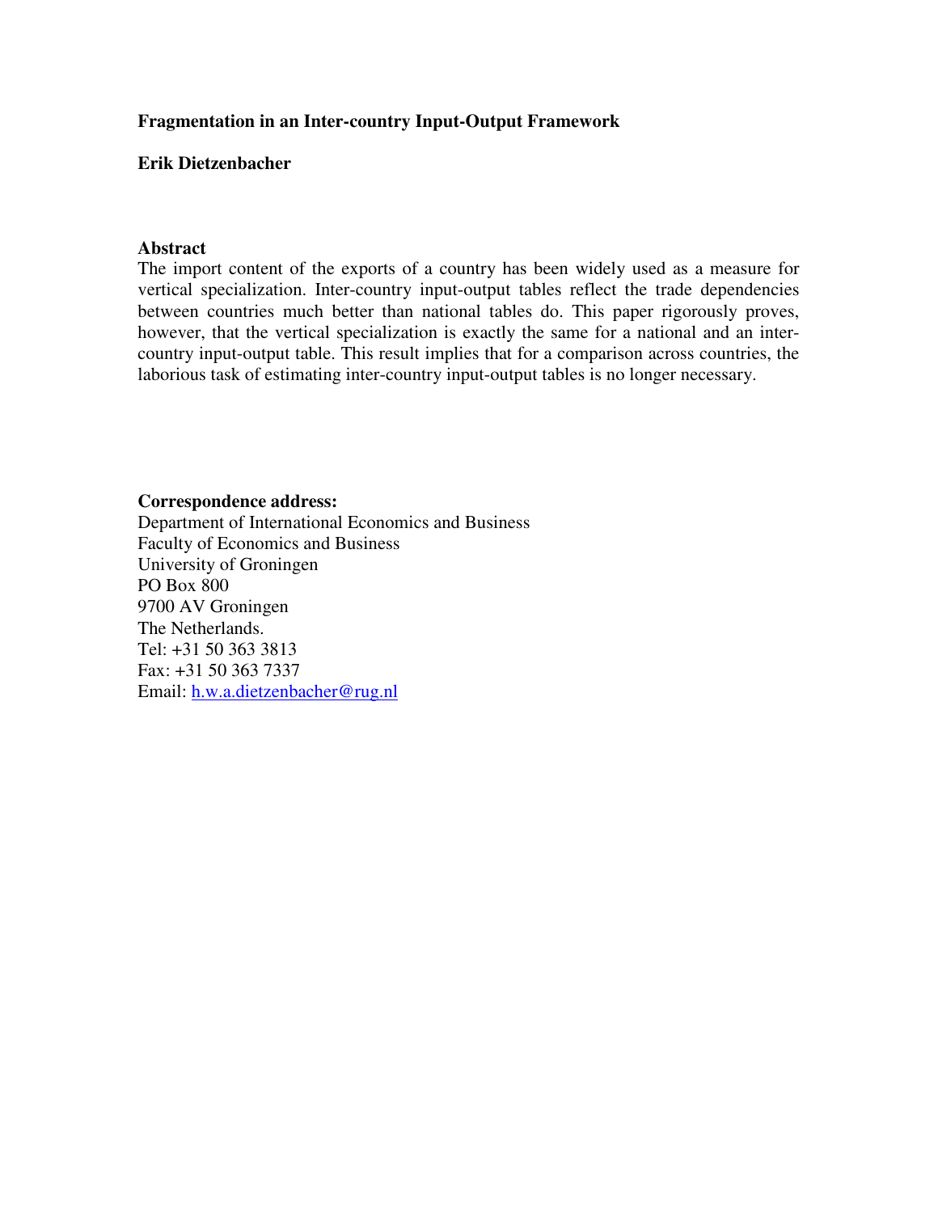# Fragmentation in an Inter-country Input-Output Framework

**Erik Dietzenbacher**

## Abstract

The import content of the exports of a country has been widely used as a measure for vertical specialization. Inter-country input-output tables reflect the trade dependencies between countries much better than national tables do. This paper rigorously proves, however, that the vertical specialization is exactly the same for a national and an inter-country input-output table. This result implies that for a comparison across countries, the laborious task of estimating inter-country input-output tables is no longer necessary.

**Correspondence address:**

Department of International Economics and Business
Faculty of Economics and Business
University of Groningen
PO Box 800
9700 AV Groningen
The Netherlands.
Tel: +31 50 363 3813
Fax: +31 50 363 7337
Email: h.w.a.dietzenbacher@rug.nl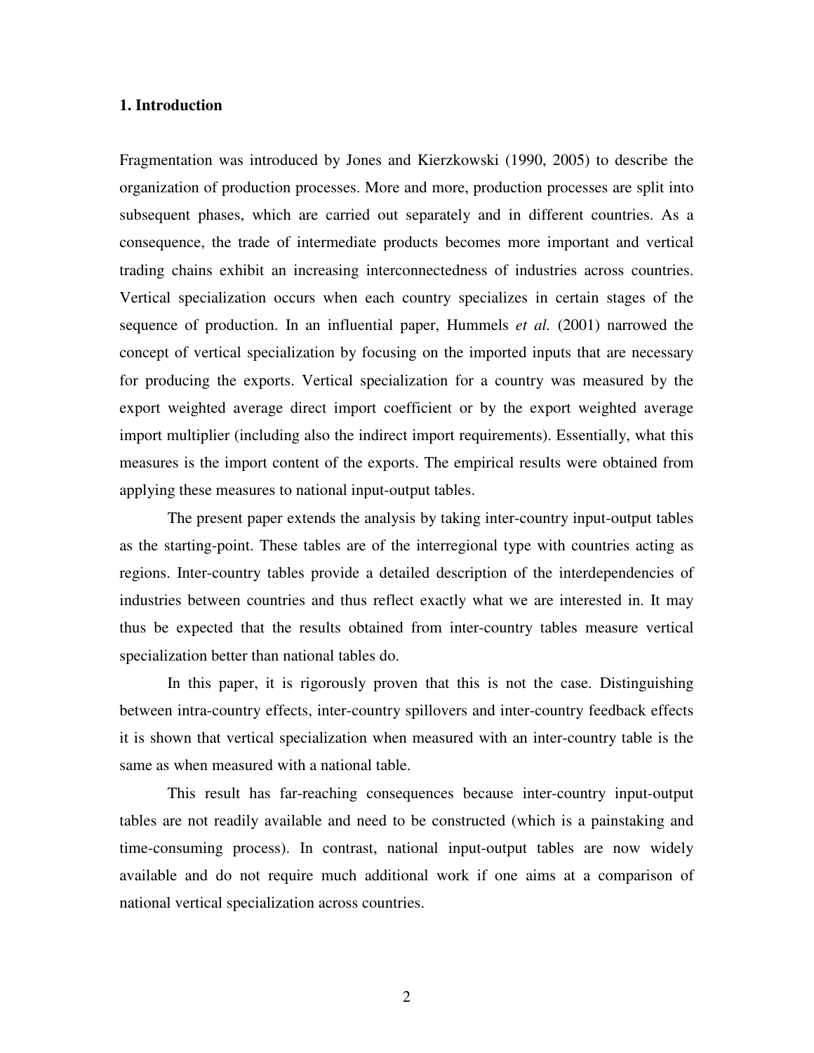## 1. Introduction

Fragmentation was introduced by Jones and Kierzkowski (1990, 2005) to describe the organization of production processes. More and more, production processes are split into subsequent phases, which are carried out separately and in different countries. As a consequence, the trade of intermediate products becomes more important and vertical trading chains exhibit an increasing interconnectedness of industries across countries. Vertical specialization occurs when each country specializes in certain stages of the sequence of production. In an influential paper, Hummels *et al.* (2001) narrowed the concept of vertical specialization by focusing on the imported inputs that are necessary for producing the exports. Vertical specialization for a country was measured by the export weighted average direct import coefficient or by the export weighted average import multiplier (including also the indirect import requirements). Essentially, what this measures is the import content of the exports. The empirical results were obtained from applying these measures to national input-output tables.

The present paper extends the analysis by taking inter-country input-output tables as the starting-point. These tables are of the interregional type with countries acting as regions. Inter-country tables provide a detailed description of the interdependencies of industries between countries and thus reflect exactly what we are interested in. It may thus be expected that the results obtained from inter-country tables measure vertical specialization better than national tables do.

In this paper, it is rigorously proven that this is not the case. Distinguishing between intra-country effects, inter-country spillovers and inter-country feedback effects it is shown that vertical specialization when measured with an inter-country table is the same as when measured with a national table.

This result has far-reaching consequences because inter-country input-output tables are not readily available and need to be constructed (which is a painstaking and time-consuming process). In contrast, national input-output tables are now widely available and do not require much additional work if one aims at a comparison of national vertical specialization across countries.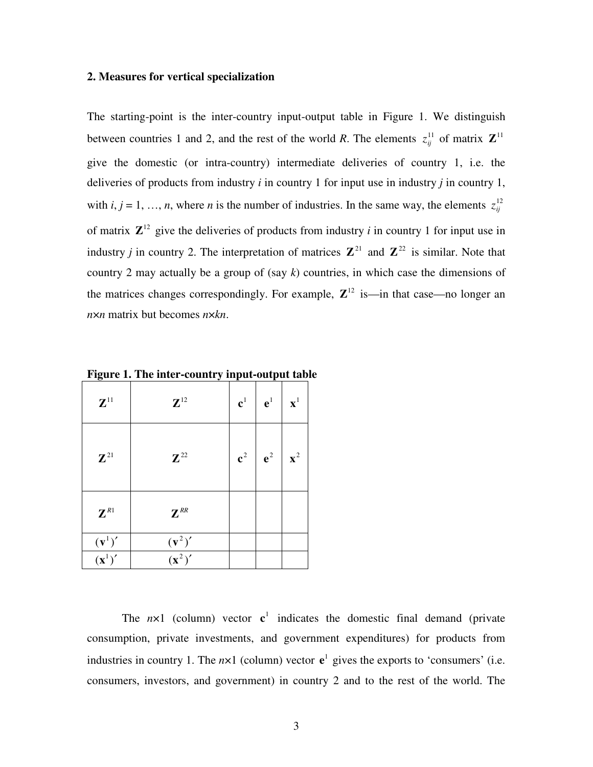### 2. Measures for vertical specialization

The starting-point is the inter-country input-output table in Figure 1. We distinguish between countries 1 and 2, and the rest of the world *R*. The elements $z_{ij}^{11}$ of matrix $\mathbf{Z}^{11}$ give the domestic (or intra-country) intermediate deliveries of country 1, i.e. the deliveries of products from industry *i* in country 1 for input use in industry *j* in country 1, with *i*, *j* = 1, …, *n*, where *n* is the number of industries. In the same way, the elements $z_{ij}^{12}$ of matrix $\mathbf{Z}^{12}$ give the deliveries of products from industry *i* in country 1 for input use in industry *j* in country 2. The interpretation of matrices $\mathbf{Z}^{21}$ and $\mathbf{Z}^{22}$ is similar. Note that country 2 may actually be a group of (say *k*) countries, in which case the dimensions of the matrices changes correspondingly. For example, $\mathbf{Z}^{12}$ is—in that case—no longer an *n*×*n* matrix but becomes *n*×*kn*.

**Figure 1. The inter-country input-output table**

| | | | | |
|---|---|---|---|---|
| $\mathbf{Z}^{11}$ | $\mathbf{Z}^{12}$ | $\mathbf{c}^{1}$ | $\mathbf{e}^{1}$ | $\mathbf{x}^{1}$ |
| $\mathbf{Z}^{21}$ | $\mathbf{Z}^{22}$ | $\mathbf{c}^{2}$ | $\mathbf{e}^{2}$ | $\mathbf{x}^{2}$ |
| $\mathbf{Z}^{R1}$ | $\mathbf{Z}^{RR}$ | | | |
| $(\mathbf{v}^{1})'$ | $(\mathbf{v}^{2})'$ | | | |
| $(\mathbf{x}^{1})'$ | $(\mathbf{x}^{2})'$ | | | |

The *n*×1 (column) vector $\mathbf{c}^{1}$ indicates the domestic final demand (private consumption, private investments, and government expenditures) for products from industries in country 1. The *n*×1 (column) vector $\mathbf{e}^{1}$ gives the exports to 'consumers' (i.e. consumers, investors, and government) in country 2 and to the rest of the world. The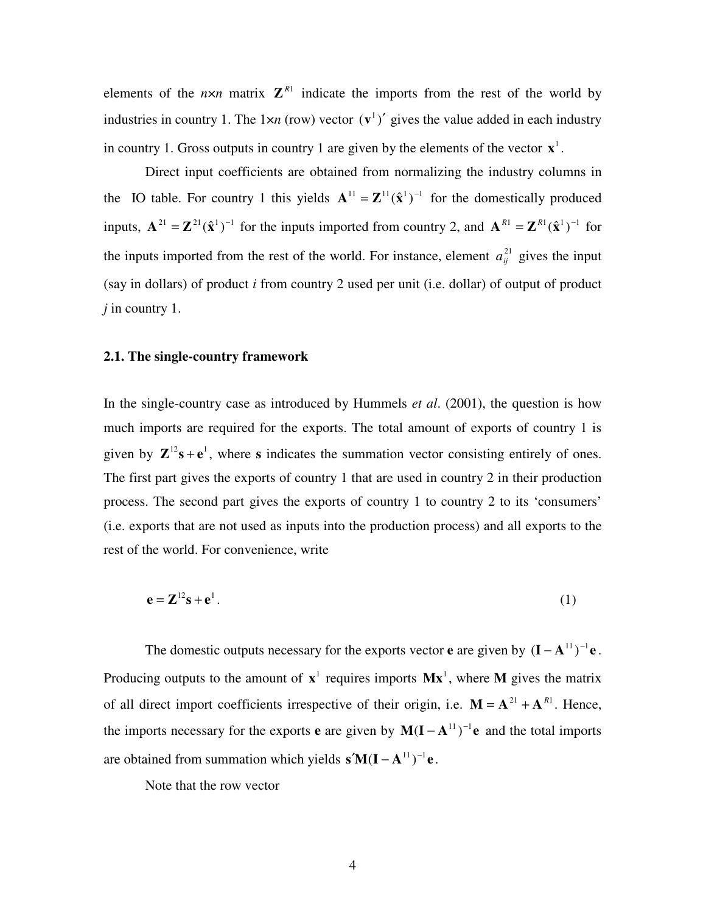elements of the $n \times n$ matrix $\mathbf{Z}^{R1}$ indicate the imports from the rest of the world by industries in country 1. The $1 \times n$ (row) vector $(\mathbf{v}^1)'$ gives the value added in each industry in country 1. Gross outputs in country 1 are given by the elements of the vector $\mathbf{x}^1$.

Direct input coefficients are obtained from normalizing the industry columns in the IO table. For country 1 this yields $\mathbf{A}^{11} = \mathbf{Z}^{11}(\hat{\mathbf{x}}^1)^{-1}$ for the domestically produced inputs, $\mathbf{A}^{21} = \mathbf{Z}^{21}(\hat{\mathbf{x}}^1)^{-1}$ for the inputs imported from country 2, and $\mathbf{A}^{R1} = \mathbf{Z}^{R1}(\hat{\mathbf{x}}^1)^{-1}$ for the inputs imported from the rest of the world. For instance, element $a_{ij}^{21}$ gives the input (say in dollars) of product *i* from country 2 used per unit (i.e. dollar) of output of product *j* in country 1.

### 2.1. The single-country framework

In the single-country case as introduced by Hummels *et al*. (2001), the question is how much imports are required for the exports. The total amount of exports of country 1 is given by $\mathbf{Z}^{12}\mathbf{s} + \mathbf{e}^1$, where $\mathbf{s}$ indicates the summation vector consisting entirely of ones. The first part gives the exports of country 1 that are used in country 2 in their production process. The second part gives the exports of country 1 to country 2 to its 'consumers' (i.e. exports that are not used as inputs into the production process) and all exports to the rest of the world. For convenience, write

$$\mathbf{e} = \mathbf{Z}^{12}\mathbf{s} + \mathbf{e}^1. \tag{1}$$

The domestic outputs necessary for the exports vector $\mathbf{e}$ are given by $(\mathbf{I} - \mathbf{A}^{11})^{-1}\mathbf{e}$. Producing outputs to the amount of $\mathbf{x}^1$ requires imports $\mathbf{M}\mathbf{x}^1$, where $\mathbf{M}$ gives the matrix of all direct import coefficients irrespective of their origin, i.e. $\mathbf{M} = \mathbf{A}^{21} + \mathbf{A}^{R1}$. Hence, the imports necessary for the exports $\mathbf{e}$ are given by $\mathbf{M}(\mathbf{I} - \mathbf{A}^{11})^{-1}\mathbf{e}$ and the total imports are obtained from summation which yields $\mathbf{s}'\mathbf{M}(\mathbf{I} - \mathbf{A}^{11})^{-1}\mathbf{e}$.

Note that the row vector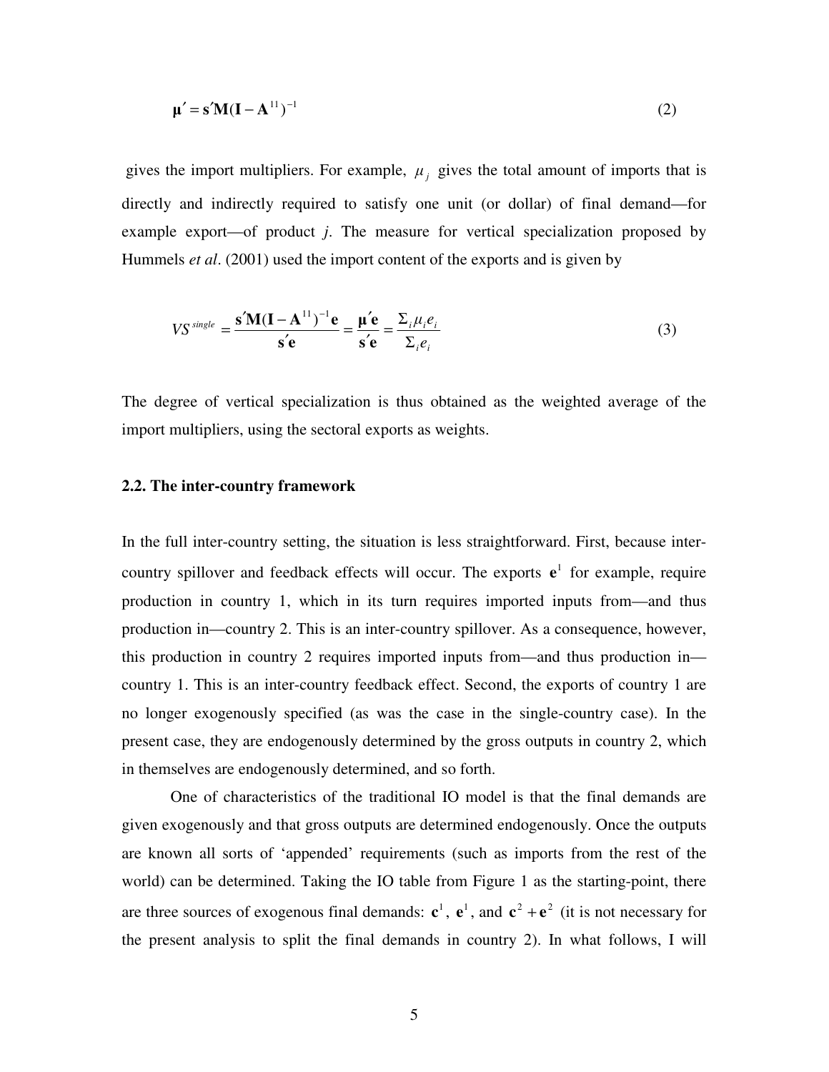$$\boldsymbol{\mu}' = \mathbf{s}'\mathbf{M}(\mathbf{I} - \mathbf{A}^{11})^{-1} \tag{2}$$

gives the import multipliers. For example, $\mu_j$ gives the total amount of imports that is directly and indirectly required to satisfy one unit (or dollar) of final demand—for example export—of product *j*. The measure for vertical specialization proposed by Hummels *et al*. (2001) used the import content of the exports and is given by

$$VS^{single} = \frac{\mathbf{s}'\mathbf{M}(\mathbf{I} - \mathbf{A}^{11})^{-1}\mathbf{e}}{\mathbf{s}'\mathbf{e}} = \frac{\boldsymbol{\mu}'\mathbf{e}}{\mathbf{s}'\mathbf{e}} = \frac{\Sigma_i \mu_i e_i}{\Sigma_i e_i} \tag{3}$$

The degree of vertical specialization is thus obtained as the weighted average of the import multipliers, using the sectoral exports as weights.

### 2.2. The inter-country framework

In the full inter-country setting, the situation is less straightforward. First, because inter-country spillover and feedback effects will occur. The exports $\mathbf{e}^1$ for example, require production in country 1, which in its turn requires imported inputs from—and thus production in—country 2. This is an inter-country spillover. As a consequence, however, this production in country 2 requires imported inputs from—and thus production in—country 1. This is an inter-country feedback effect. Second, the exports of country 1 are no longer exogenously specified (as was the case in the single-country case). In the present case, they are endogenously determined by the gross outputs in country 2, which in themselves are endogenously determined, and so forth.

One of characteristics of the traditional IO model is that the final demands are given exogenously and that gross outputs are determined endogenously. Once the outputs are known all sorts of 'appended' requirements (such as imports from the rest of the world) can be determined. Taking the IO table from Figure 1 as the starting-point, there are three sources of exogenous final demands: $\mathbf{c}^1$, $\mathbf{e}^1$, and $\mathbf{c}^2 + \mathbf{e}^2$ (it is not necessary for the present analysis to split the final demands in country 2). In what follows, I will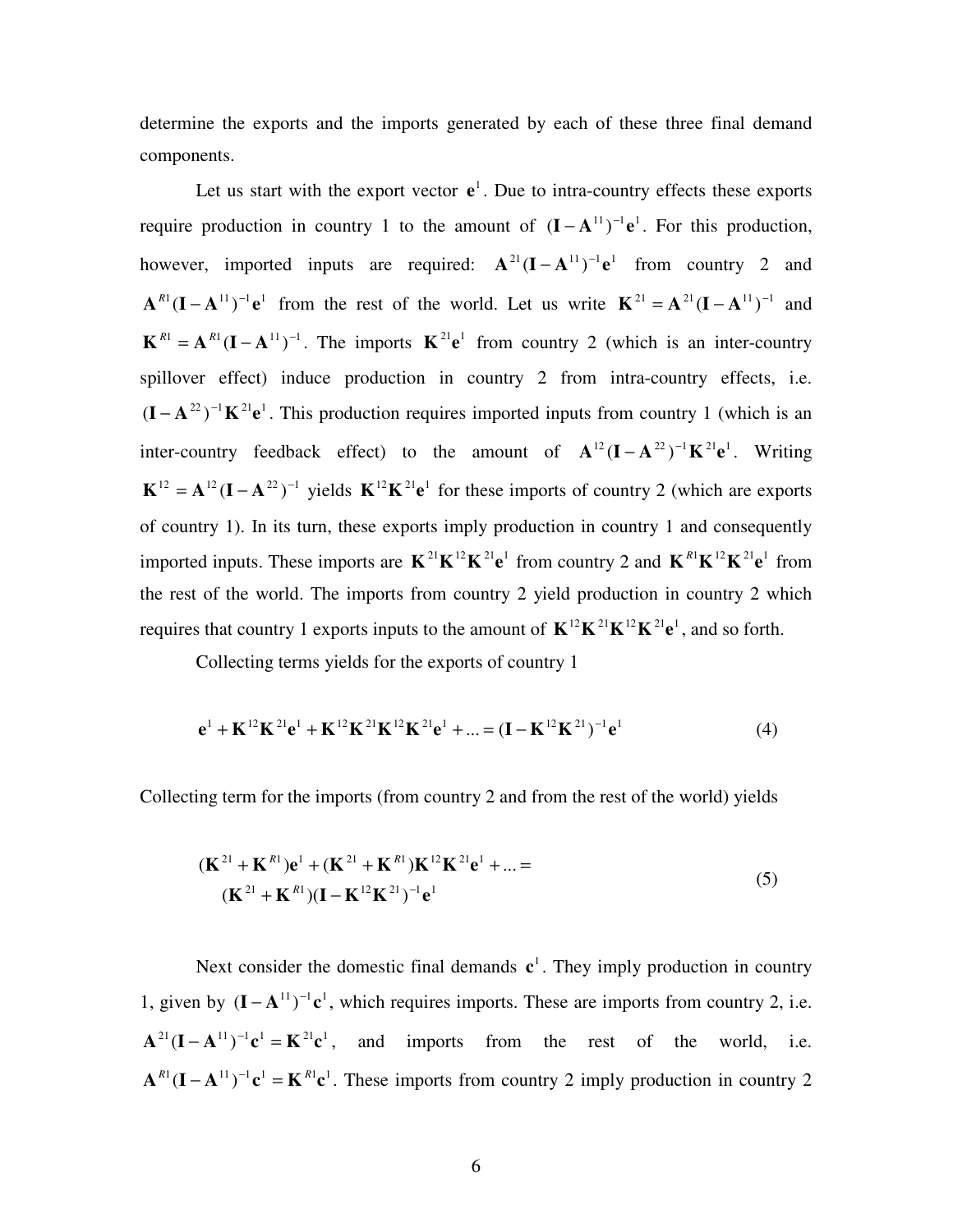determine the exports and the imports generated by each of these three final demand components.

Let us start with the export vector $\mathbf{e}^1$. Due to intra-country effects these exports require production in country 1 to the amount of $(\mathbf{I}-\mathbf{A}^{11})^{-1}\mathbf{e}^1$. For this production, however, imported inputs are required: $\mathbf{A}^{21}(\mathbf{I}-\mathbf{A}^{11})^{-1}\mathbf{e}^1$ from country 2 and $\mathbf{A}^{R1}(\mathbf{I}-\mathbf{A}^{11})^{-1}\mathbf{e}^1$ from the rest of the world. Let us write $\mathbf{K}^{21}=\mathbf{A}^{21}(\mathbf{I}-\mathbf{A}^{11})^{-1}$ and $\mathbf{K}^{R1}=\mathbf{A}^{R1}(\mathbf{I}-\mathbf{A}^{11})^{-1}$. The imports $\mathbf{K}^{21}\mathbf{e}^1$ from country 2 (which is an inter-country spillover effect) induce production in country 2 from intra-country effects, i.e. $(\mathbf{I}-\mathbf{A}^{22})^{-1}\mathbf{K}^{21}\mathbf{e}^1$. This production requires imported inputs from country 1 (which is an inter-country feedback effect) to the amount of $\mathbf{A}^{12}(\mathbf{I}-\mathbf{A}^{22})^{-1}\mathbf{K}^{21}\mathbf{e}^1$. Writing $\mathbf{K}^{12}=\mathbf{A}^{12}(\mathbf{I}-\mathbf{A}^{22})^{-1}$ yields $\mathbf{K}^{12}\mathbf{K}^{21}\mathbf{e}^1$ for these imports of country 2 (which are exports of country 1). In its turn, these exports imply production in country 1 and consequently imported inputs. These imports are $\mathbf{K}^{21}\mathbf{K}^{12}\mathbf{K}^{21}\mathbf{e}^1$ from country 2 and $\mathbf{K}^{R1}\mathbf{K}^{12}\mathbf{K}^{21}\mathbf{e}^1$ from the rest of the world. The imports from country 2 yield production in country 2 which requires that country 1 exports inputs to the amount of $\mathbf{K}^{12}\mathbf{K}^{21}\mathbf{K}^{12}\mathbf{K}^{21}\mathbf{e}^1$, and so forth.

Collecting terms yields for the exports of country 1

$$\mathbf{e}^1+\mathbf{K}^{12}\mathbf{K}^{21}\mathbf{e}^1+\mathbf{K}^{12}\mathbf{K}^{21}\mathbf{K}^{12}\mathbf{K}^{21}\mathbf{e}^1+\ldots=(\mathbf{I}-\mathbf{K}^{12}\mathbf{K}^{21})^{-1}\mathbf{e}^1 \tag{4}$$

Collecting term for the imports (from country 2 and from the rest of the world) yields

$$\begin{aligned}&(\mathbf{K}^{21}+\mathbf{K}^{R1})\mathbf{e}^1+(\mathbf{K}^{21}+\mathbf{K}^{R1})\mathbf{K}^{12}\mathbf{K}^{21}\mathbf{e}^1+\ldots=\\ &\quad(\mathbf{K}^{21}+\mathbf{K}^{R1})(\mathbf{I}-\mathbf{K}^{12}\mathbf{K}^{21})^{-1}\mathbf{e}^1\end{aligned} \tag{5}$$

Next consider the domestic final demands $\mathbf{c}^1$. They imply production in country 1, given by $(\mathbf{I}-\mathbf{A}^{11})^{-1}\mathbf{c}^1$, which requires imports. These are imports from country 2, i.e. $\mathbf{A}^{21}(\mathbf{I}-\mathbf{A}^{11})^{-1}\mathbf{c}^1=\mathbf{K}^{21}\mathbf{c}^1$, and imports from the rest of the world, i.e. $\mathbf{A}^{R1}(\mathbf{I}-\mathbf{A}^{11})^{-1}\mathbf{c}^1=\mathbf{K}^{R1}\mathbf{c}^1$. These imports from country 2 imply production in country 2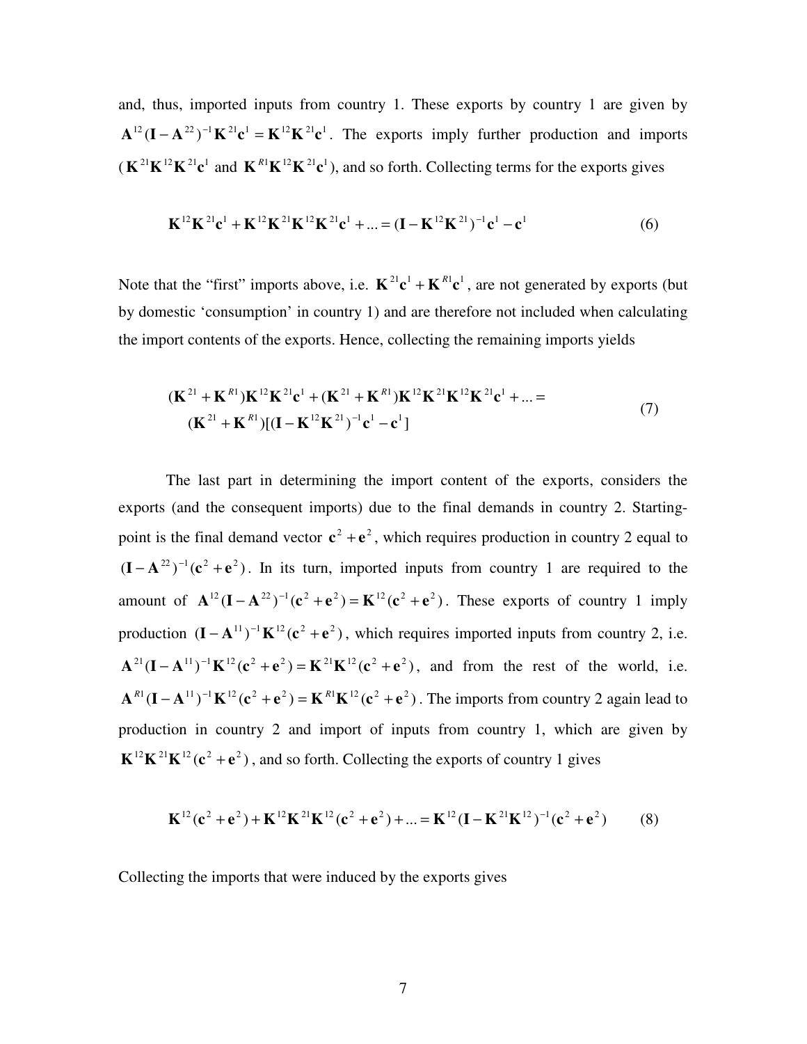and, thus, imported inputs from country 1. These exports by country 1 are given by $\mathbf{A}^{12}(\mathbf{I}-\mathbf{A}^{22})^{-1}\mathbf{K}^{21}\mathbf{c}^{1} = \mathbf{K}^{12}\mathbf{K}^{21}\mathbf{c}^{1}$. The exports imply further production and imports ($\mathbf{K}^{21}\mathbf{K}^{12}\mathbf{K}^{21}\mathbf{c}^{1}$ and $\mathbf{K}^{R1}\mathbf{K}^{12}\mathbf{K}^{21}\mathbf{c}^{1}$), and so forth. Collecting terms for the exports gives

$$\mathbf{K}^{12}\mathbf{K}^{21}\mathbf{c}^{1} + \mathbf{K}^{12}\mathbf{K}^{21}\mathbf{K}^{12}\mathbf{K}^{21}\mathbf{c}^{1} + ... = (\mathbf{I}-\mathbf{K}^{12}\mathbf{K}^{21})^{-1}\mathbf{c}^{1} - \mathbf{c}^{1} \tag{6}$$

Note that the "first" imports above, i.e. $\mathbf{K}^{21}\mathbf{c}^{1} + \mathbf{K}^{R1}\mathbf{c}^{1}$, are not generated by exports (but by domestic 'consumption' in country 1) and are therefore not included when calculating the import contents of the exports. Hence, collecting the remaining imports yields

$$\begin{aligned}(\mathbf{K}^{21}+\mathbf{K}^{R1})\mathbf{K}^{12}\mathbf{K}^{21}\mathbf{c}^{1} + (\mathbf{K}^{21}+\mathbf{K}^{R1})\mathbf{K}^{12}\mathbf{K}^{21}\mathbf{K}^{12}\mathbf{K}^{21}\mathbf{c}^{1} + ... = \\ (\mathbf{K}^{21}+\mathbf{K}^{R1})[(\mathbf{I}-\mathbf{K}^{12}\mathbf{K}^{21})^{-1}\mathbf{c}^{1} - \mathbf{c}^{1}]\end{aligned} \tag{7}$$

The last part in determining the import content of the exports, considers the exports (and the consequent imports) due to the final demands in country 2. Starting-point is the final demand vector $\mathbf{c}^{2} + \mathbf{e}^{2}$, which requires production in country 2 equal to $(\mathbf{I}-\mathbf{A}^{22})^{-1}(\mathbf{c}^{2}+\mathbf{e}^{2})$. In its turn, imported inputs from country 1 are required to the amount of $\mathbf{A}^{12}(\mathbf{I}-\mathbf{A}^{22})^{-1}(\mathbf{c}^{2}+\mathbf{e}^{2}) = \mathbf{K}^{12}(\mathbf{c}^{2}+\mathbf{e}^{2})$. These exports of country 1 imply production $(\mathbf{I}-\mathbf{A}^{11})^{-1}\mathbf{K}^{12}(\mathbf{c}^{2}+\mathbf{e}^{2})$, which requires imported inputs from country 2, i.e. $\mathbf{A}^{21}(\mathbf{I}-\mathbf{A}^{11})^{-1}\mathbf{K}^{12}(\mathbf{c}^{2}+\mathbf{e}^{2}) = \mathbf{K}^{21}\mathbf{K}^{12}(\mathbf{c}^{2}+\mathbf{e}^{2})$, and from the rest of the world, i.e. $\mathbf{A}^{R1}(\mathbf{I}-\mathbf{A}^{11})^{-1}\mathbf{K}^{12}(\mathbf{c}^{2}+\mathbf{e}^{2}) = \mathbf{K}^{R1}\mathbf{K}^{12}(\mathbf{c}^{2}+\mathbf{e}^{2})$. The imports from country 2 again lead to production in country 2 and import of inputs from country 1, which are given by $\mathbf{K}^{12}\mathbf{K}^{21}\mathbf{K}^{12}(\mathbf{c}^{2}+\mathbf{e}^{2})$, and so forth. Collecting the exports of country 1 gives

$$\mathbf{K}^{12}(\mathbf{c}^{2}+\mathbf{e}^{2}) + \mathbf{K}^{12}\mathbf{K}^{21}\mathbf{K}^{12}(\mathbf{c}^{2}+\mathbf{e}^{2}) + ... = \mathbf{K}^{12}(\mathbf{I}-\mathbf{K}^{21}\mathbf{K}^{12})^{-1}(\mathbf{c}^{2}+\mathbf{e}^{2}) \tag{8}$$

Collecting the imports that were induced by the exports gives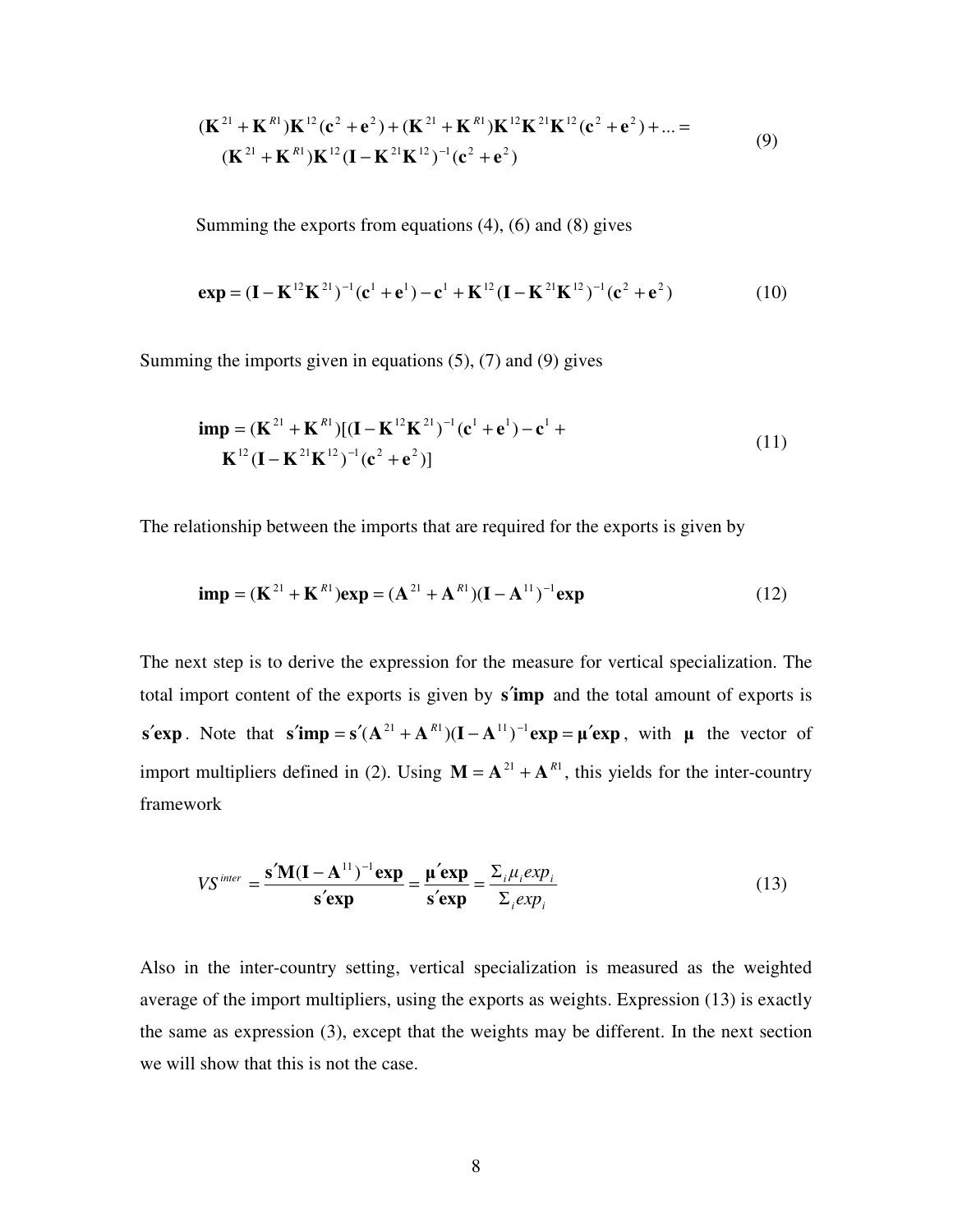$$
\begin{aligned}
&(\mathbf{K}^{21}+\mathbf{K}^{R1})\mathbf{K}^{12}(\mathbf{c}^{2}+\mathbf{e}^{2})+(\mathbf{K}^{21}+\mathbf{K}^{R1})\mathbf{K}^{12}\mathbf{K}^{21}\mathbf{K}^{12}(\mathbf{c}^{2}+\mathbf{e}^{2})+\ldots= \\
&\quad (\mathbf{K}^{21}+\mathbf{K}^{R1})\mathbf{K}^{12}(\mathbf{I}-\mathbf{K}^{21}\mathbf{K}^{12})^{-1}(\mathbf{c}^{2}+\mathbf{e}^{2})
\end{aligned}
\tag{9}
$$

Summing the exports from equations (4), (6) and (8) gives

$$
\mathbf{exp}=(\mathbf{I}-\mathbf{K}^{12}\mathbf{K}^{21})^{-1}(\mathbf{c}^{1}+\mathbf{e}^{1})-\mathbf{c}^{1}+\mathbf{K}^{12}(\mathbf{I}-\mathbf{K}^{21}\mathbf{K}^{12})^{-1}(\mathbf{c}^{2}+\mathbf{e}^{2}) \tag{10}
$$

Summing the imports given in equations (5), (7) and (9) gives

$$
\begin{aligned}
\mathbf{imp}=&(\mathbf{K}^{21}+\mathbf{K}^{R1})[(\mathbf{I}-\mathbf{K}^{12}\mathbf{K}^{21})^{-1}(\mathbf{c}^{1}+\mathbf{e}^{1})-\mathbf{c}^{1}+ \\
&\mathbf{K}^{12}(\mathbf{I}-\mathbf{K}^{21}\mathbf{K}^{12})^{-1}(\mathbf{c}^{2}+\mathbf{e}^{2})]
\end{aligned}
\tag{11}
$$

The relationship between the imports that are required for the exports is given by

$$
\mathbf{imp}=(\mathbf{K}^{21}+\mathbf{K}^{R1})\mathbf{exp}=(\mathbf{A}^{21}+\mathbf{A}^{R1})(\mathbf{I}-\mathbf{A}^{11})^{-1}\mathbf{exp} \tag{12}
$$

The next step is to derive the expression for the measure for vertical specialization. The total import content of the exports is given by $\mathbf{s}'\mathbf{imp}$ and the total amount of exports is $\mathbf{s}'\mathbf{exp}$. Note that $\mathbf{s}'\mathbf{imp}=\mathbf{s}'(\mathbf{A}^{21}+\mathbf{A}^{R1})(\mathbf{I}-\mathbf{A}^{11})^{-1}\mathbf{exp}=\boldsymbol{\mu}'\mathbf{exp}$, with $\boldsymbol{\mu}$ the vector of import multipliers defined in (2). Using $\mathbf{M}=\mathbf{A}^{21}+\mathbf{A}^{R1}$, this yields for the inter-country framework

$$
VS^{inter}=\frac{\mathbf{s}'\mathbf{M}(\mathbf{I}-\mathbf{A}^{11})^{-1}\mathbf{exp}}{\mathbf{s}'\mathbf{exp}}=\frac{\boldsymbol{\mu}'\mathbf{exp}}{\mathbf{s}'\mathbf{exp}}=\frac{\Sigma_{i}\mu_{i}exp_{i}}{\Sigma_{i}exp_{i}} \tag{13}
$$

Also in the inter-country setting, vertical specialization is measured as the weighted average of the import multipliers, using the exports as weights. Expression (13) is exactly the same as expression (3), except that the weights may be different. In the next section we will show that this is not the case.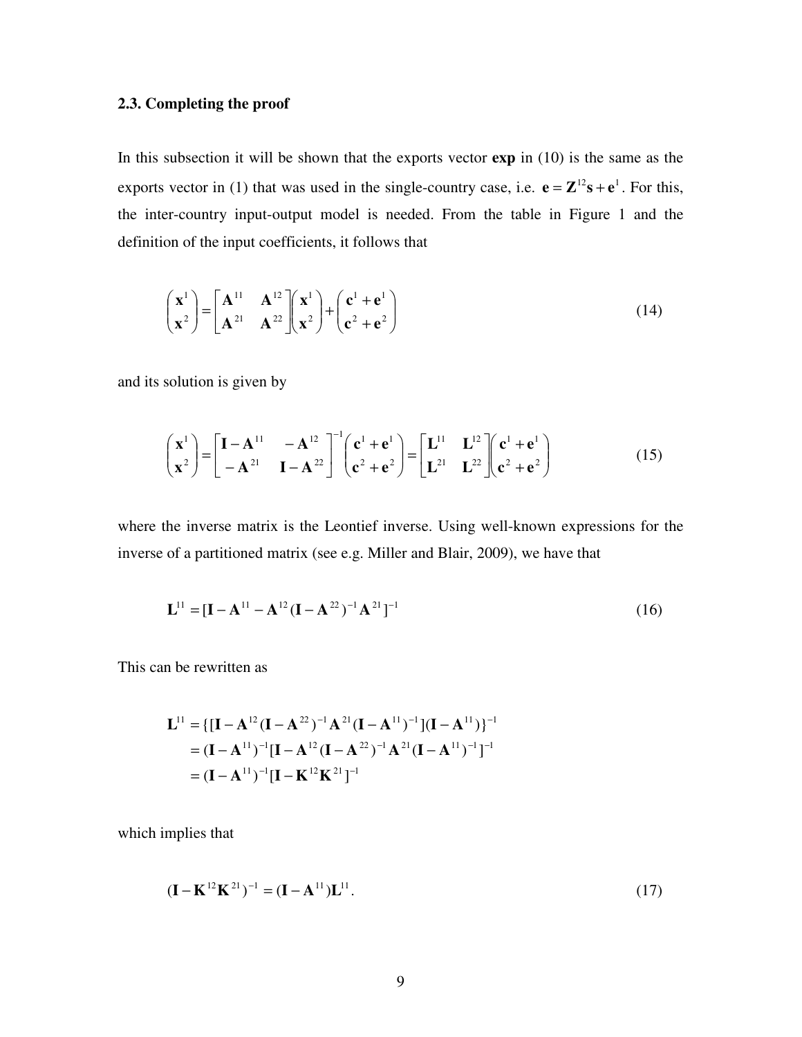### 2.3. Completing the proof

In this subsection it will be shown that the exports vector **exp** in (10) is the same as the exports vector in (1) that was used in the single-country case, i.e. $\mathbf{e} = \mathbf{Z}^{12}\mathbf{s} + \mathbf{e}^1$. For this, the inter-country input-output model is needed. From the table in Figure 1 and the definition of the input coefficients, it follows that

$$\begin{pmatrix} \mathbf{x}^1 \\ \mathbf{x}^2 \end{pmatrix} = \begin{bmatrix} \mathbf{A}^{11} & \mathbf{A}^{12} \\ \mathbf{A}^{21} & \mathbf{A}^{22} \end{bmatrix} \begin{pmatrix} \mathbf{x}^1 \\ \mathbf{x}^2 \end{pmatrix} + \begin{pmatrix} \mathbf{c}^1 + \mathbf{e}^1 \\ \mathbf{c}^2 + \mathbf{e}^2 \end{pmatrix} \tag{14}$$

and its solution is given by

$$\begin{pmatrix} \mathbf{x}^1 \\ \mathbf{x}^2 \end{pmatrix} = \begin{bmatrix} \mathbf{I} - \mathbf{A}^{11} & -\mathbf{A}^{12} \\ -\mathbf{A}^{21} & \mathbf{I} - \mathbf{A}^{22} \end{bmatrix}^{-1} \begin{pmatrix} \mathbf{c}^1 + \mathbf{e}^1 \\ \mathbf{c}^2 + \mathbf{e}^2 \end{pmatrix} = \begin{bmatrix} \mathbf{L}^{11} & \mathbf{L}^{12} \\ \mathbf{L}^{21} & \mathbf{L}^{22} \end{bmatrix} \begin{pmatrix} \mathbf{c}^1 + \mathbf{e}^1 \\ \mathbf{c}^2 + \mathbf{e}^2 \end{pmatrix} \tag{15}$$

where the inverse matrix is the Leontief inverse. Using well-known expressions for the inverse of a partitioned matrix (see e.g. Miller and Blair, 2009), we have that

$$\mathbf{L}^{11} = [\mathbf{I} - \mathbf{A}^{11} - \mathbf{A}^{12}(\mathbf{I} - \mathbf{A}^{22})^{-1}\mathbf{A}^{21}]^{-1} \tag{16}$$

This can be rewritten as

$$\begin{aligned} \mathbf{L}^{11} &= \{[\mathbf{I} - \mathbf{A}^{12}(\mathbf{I} - \mathbf{A}^{22})^{-1}\mathbf{A}^{21}(\mathbf{I} - \mathbf{A}^{11})^{-1}](\mathbf{I} - \mathbf{A}^{11})\}^{-1} \\ &= (\mathbf{I} - \mathbf{A}^{11})^{-1}[\mathbf{I} - \mathbf{A}^{12}(\mathbf{I} - \mathbf{A}^{22})^{-1}\mathbf{A}^{21}(\mathbf{I} - \mathbf{A}^{11})^{-1}]^{-1} \\ &= (\mathbf{I} - \mathbf{A}^{11})^{-1}[\mathbf{I} - \mathbf{K}^{12}\mathbf{K}^{21}]^{-1} \end{aligned}$$

which implies that

$$(\mathbf{I} - \mathbf{K}^{12}\mathbf{K}^{21})^{-1} = (\mathbf{I} - \mathbf{A}^{11})\mathbf{L}^{11}. \tag{17}$$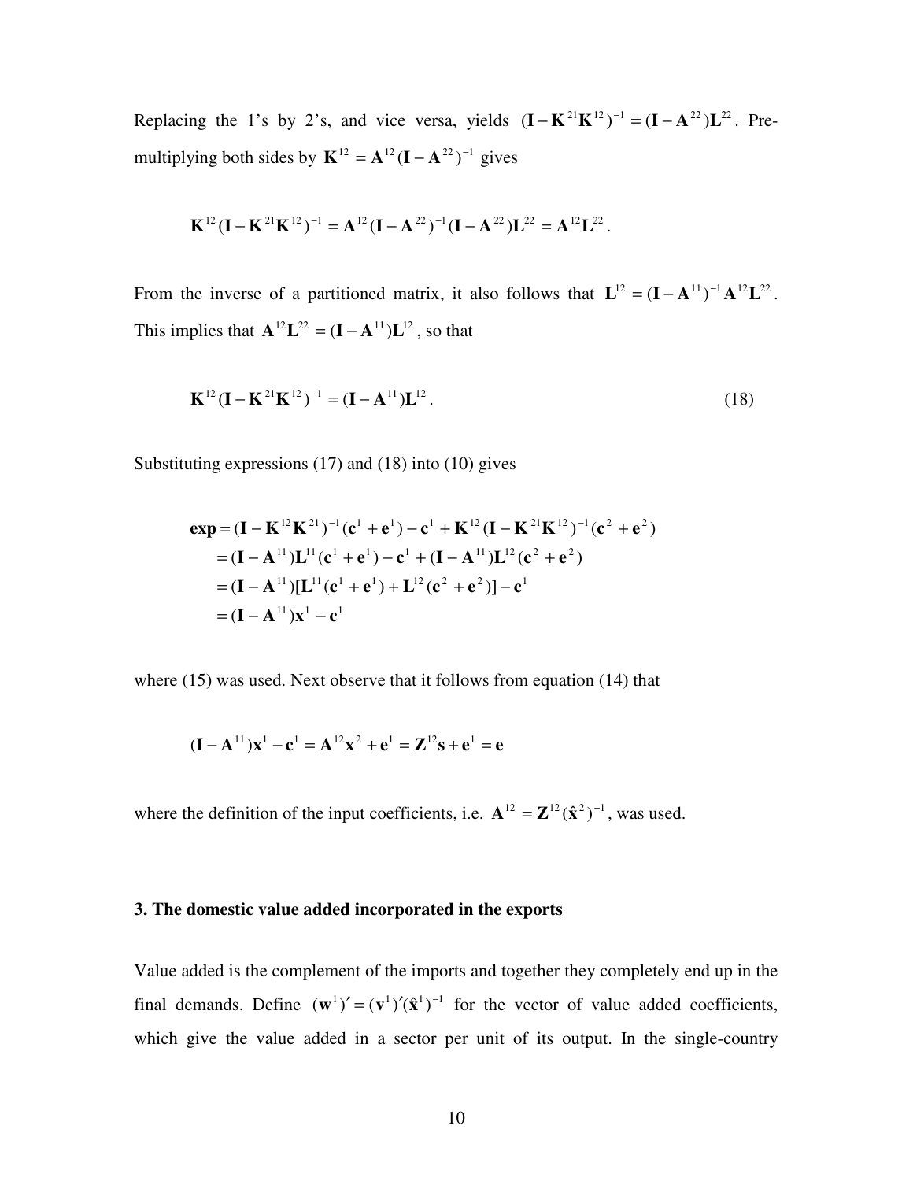Replacing the 1's by 2's, and vice versa, yields $(\mathbf{I}-\mathbf{K}^{21}\mathbf{K}^{12})^{-1}=(\mathbf{I}-\mathbf{A}^{22})\mathbf{L}^{22}$. Pre-multiplying both sides by $\mathbf{K}^{12}=\mathbf{A}^{12}(\mathbf{I}-\mathbf{A}^{22})^{-1}$ gives

$$\mathbf{K}^{12}(\mathbf{I}-\mathbf{K}^{21}\mathbf{K}^{12})^{-1}=\mathbf{A}^{12}(\mathbf{I}-\mathbf{A}^{22})^{-1}(\mathbf{I}-\mathbf{A}^{22})\mathbf{L}^{22}=\mathbf{A}^{12}\mathbf{L}^{22}.$$

From the inverse of a partitioned matrix, it also follows that $\mathbf{L}^{12}=(\mathbf{I}-\mathbf{A}^{11})^{-1}\mathbf{A}^{12}\mathbf{L}^{22}$. This implies that $\mathbf{A}^{12}\mathbf{L}^{22}=(\mathbf{I}-\mathbf{A}^{11})\mathbf{L}^{12}$, so that

$$\mathbf{K}^{12}(\mathbf{I}-\mathbf{K}^{21}\mathbf{K}^{12})^{-1}=(\mathbf{I}-\mathbf{A}^{11})\mathbf{L}^{12}. \qquad (18)$$

Substituting expressions (17) and (18) into (10) gives

$$\begin{aligned}
\mathbf{exp} &= (\mathbf{I}-\mathbf{K}^{12}\mathbf{K}^{21})^{-1}(\mathbf{c}^{1}+\mathbf{e}^{1})-\mathbf{c}^{1}+\mathbf{K}^{12}(\mathbf{I}-\mathbf{K}^{21}\mathbf{K}^{12})^{-1}(\mathbf{c}^{2}+\mathbf{e}^{2})\\
&= (\mathbf{I}-\mathbf{A}^{11})\mathbf{L}^{11}(\mathbf{c}^{1}+\mathbf{e}^{1})-\mathbf{c}^{1}+(\mathbf{I}-\mathbf{A}^{11})\mathbf{L}^{12}(\mathbf{c}^{2}+\mathbf{e}^{2})\\
&= (\mathbf{I}-\mathbf{A}^{11})[\mathbf{L}^{11}(\mathbf{c}^{1}+\mathbf{e}^{1})+\mathbf{L}^{12}(\mathbf{c}^{2}+\mathbf{e}^{2})]-\mathbf{c}^{1}\\
&= (\mathbf{I}-\mathbf{A}^{11})\mathbf{x}^{1}-\mathbf{c}^{1}
\end{aligned}$$

where (15) was used. Next observe that it follows from equation (14) that

$$(\mathbf{I}-\mathbf{A}^{11})\mathbf{x}^{1}-\mathbf{c}^{1}=\mathbf{A}^{12}\mathbf{x}^{2}+\mathbf{e}^{1}=\mathbf{Z}^{12}\mathbf{s}+\mathbf{e}^{1}=\mathbf{e}$$

where the definition of the input coefficients, i.e. $\mathbf{A}^{12}=\mathbf{Z}^{12}(\hat{\mathbf{x}}^{2})^{-1}$, was used.

## 3. The domestic value added incorporated in the exports

Value added is the complement of the imports and together they completely end up in the final demands. Define $(\mathbf{w}^{1})'=(\mathbf{v}^{1})'(\hat{\mathbf{x}}^{1})^{-1}$ for the vector of value added coefficients, which give the value added in a sector per unit of its output. In the single-country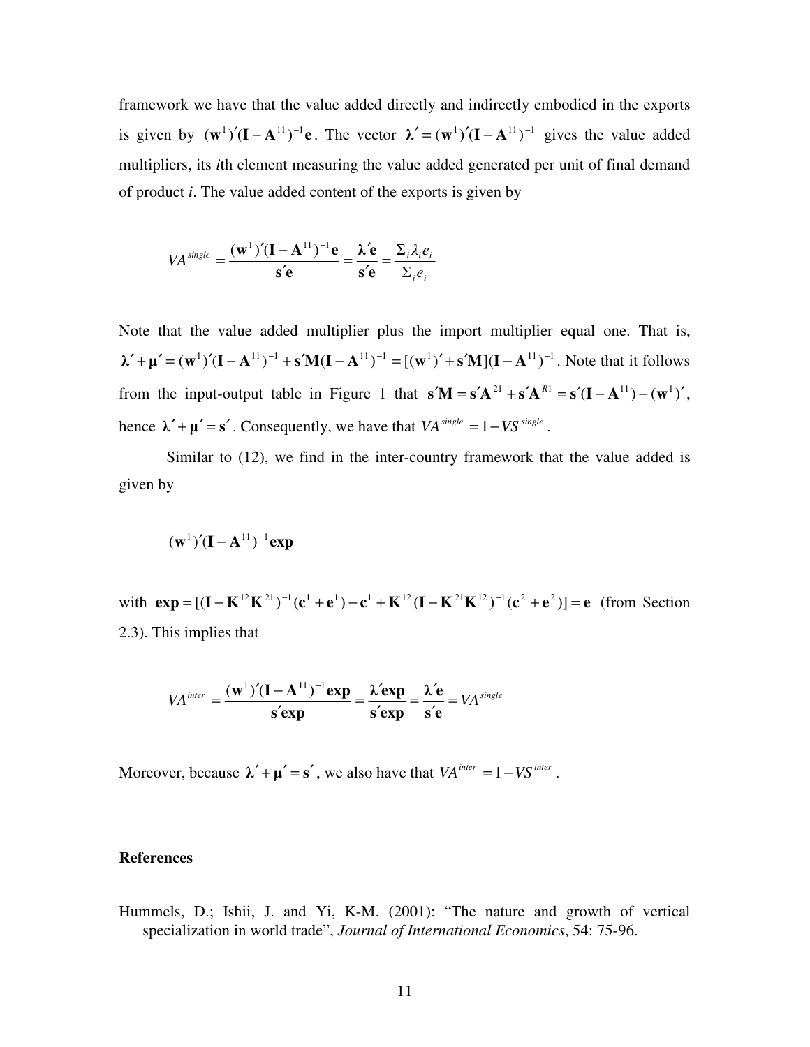framework we have that the value added directly and indirectly embodied in the exports is given by $(\mathbf{w}^1)'(\mathbf{I}-\mathbf{A}^{11})^{-1}\mathbf{e}$. The vector $\boldsymbol{\lambda}' = (\mathbf{w}^1)'(\mathbf{I}-\mathbf{A}^{11})^{-1}$ gives the value added multipliers, its *i*th element measuring the value added generated per unit of final demand of product *i*. The value added content of the exports is given by

$$VA^{single} = \frac{(\mathbf{w}^1)'(\mathbf{I}-\mathbf{A}^{11})^{-1}\mathbf{e}}{\mathbf{s}'\mathbf{e}} = \frac{\boldsymbol{\lambda}'\mathbf{e}}{\mathbf{s}'\mathbf{e}} = \frac{\Sigma_i \lambda_i e_i}{\Sigma_i e_i}$$

Note that the value added multiplier plus the import multiplier equal one. That is, $\boldsymbol{\lambda}' + \boldsymbol{\mu}' = (\mathbf{w}^1)'(\mathbf{I}-\mathbf{A}^{11})^{-1} + \mathbf{s}'\mathbf{M}(\mathbf{I}-\mathbf{A}^{11})^{-1} = [(\mathbf{w}^1)' + \mathbf{s}'\mathbf{M}](\mathbf{I}-\mathbf{A}^{11})^{-1}$. Note that it follows from the input-output table in Figure 1 that $\mathbf{s}'\mathbf{M} = \mathbf{s}'\mathbf{A}^{21} + \mathbf{s}'\mathbf{A}^{R1} = \mathbf{s}'(\mathbf{I}-\mathbf{A}^{11}) - (\mathbf{w}^1)'$, hence $\boldsymbol{\lambda}' + \boldsymbol{\mu}' = \mathbf{s}'$. Consequently, we have that $VA^{single} = 1 - VS^{single}$.

Similar to (12), we find in the inter-country framework that the value added is given by

$$(\mathbf{w}^1)'(\mathbf{I}-\mathbf{A}^{11})^{-1}\mathbf{exp}$$

with $\mathbf{exp} = [(\mathbf{I}-\mathbf{K}^{12}\mathbf{K}^{21})^{-1}(\mathbf{c}^1+\mathbf{e}^1) - \mathbf{c}^1 + \mathbf{K}^{12}(\mathbf{I}-\mathbf{K}^{21}\mathbf{K}^{12})^{-1}(\mathbf{c}^2+\mathbf{e}^2)] = \mathbf{e}$ (from Section 2.3). This implies that

$$VA^{inter} = \frac{(\mathbf{w}^1)'(\mathbf{I}-\mathbf{A}^{11})^{-1}\mathbf{exp}}{\mathbf{s}'\mathbf{exp}} = \frac{\boldsymbol{\lambda}'\mathbf{exp}}{\mathbf{s}'\mathbf{exp}} = \frac{\boldsymbol{\lambda}'\mathbf{e}}{\mathbf{s}'\mathbf{e}} = VA^{single}$$

Moreover, because $\boldsymbol{\lambda}' + \boldsymbol{\mu}' = \mathbf{s}'$, we also have that $VA^{inter} = 1 - VS^{inter}$.

## References

Hummels, D.; Ishii, J. and Yi, K-M. (2001): "The nature and growth of vertical specialization in world trade", *Journal of International Economics*, 54: 75-96.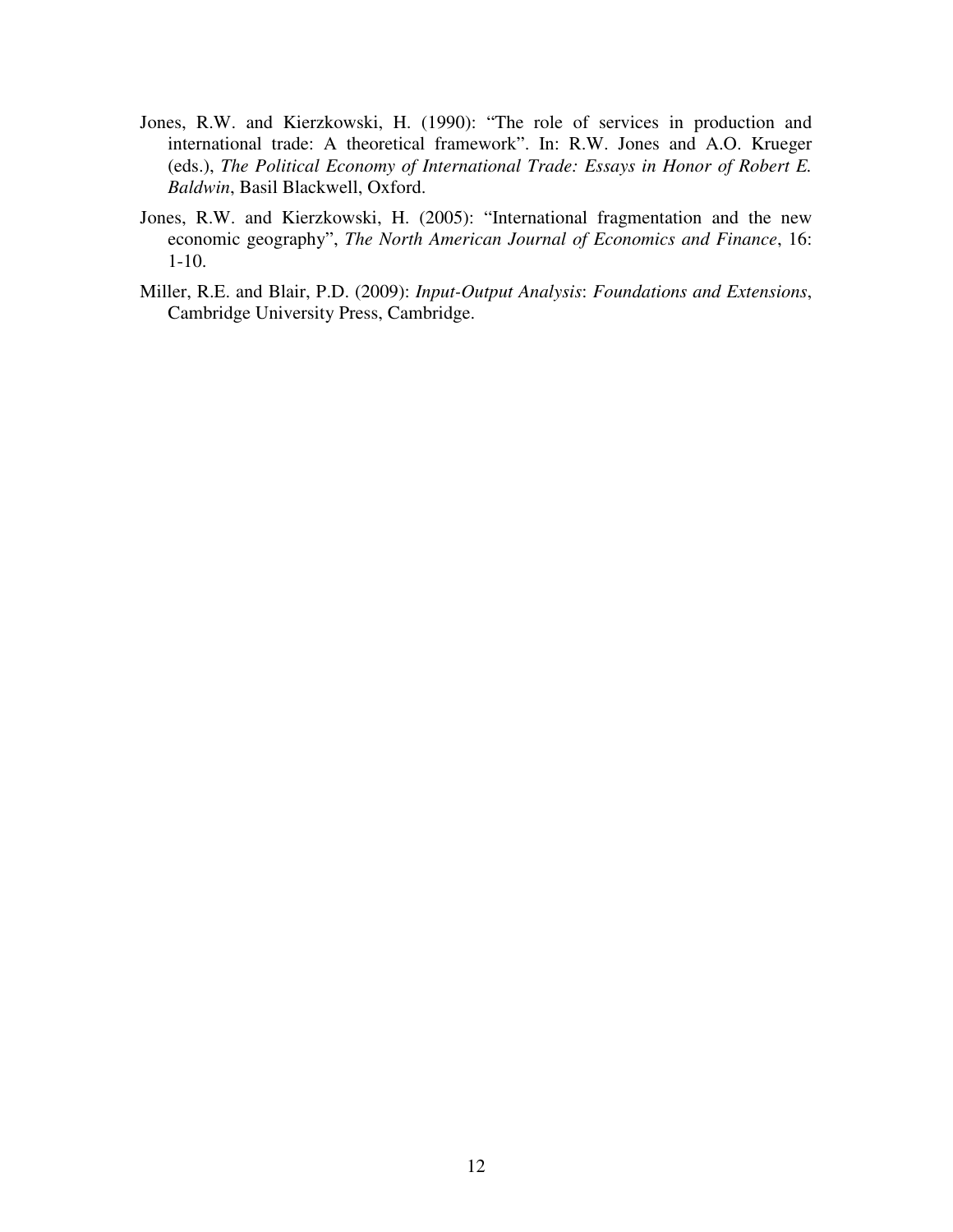Jones, R.W. and Kierzkowski, H. (1990): "The role of services in production and international trade: A theoretical framework". In: R.W. Jones and A.O. Krueger (eds.), *The Political Economy of International Trade: Essays in Honor of Robert E. Baldwin*, Basil Blackwell, Oxford.

Jones, R.W. and Kierzkowski, H. (2005): "International fragmentation and the new economic geography", *The North American Journal of Economics and Finance*, 16: 1-10.

Miller, R.E. and Blair, P.D. (2009): *Input-Output Analysis*: *Foundations and Extensions*, Cambridge University Press, Cambridge.